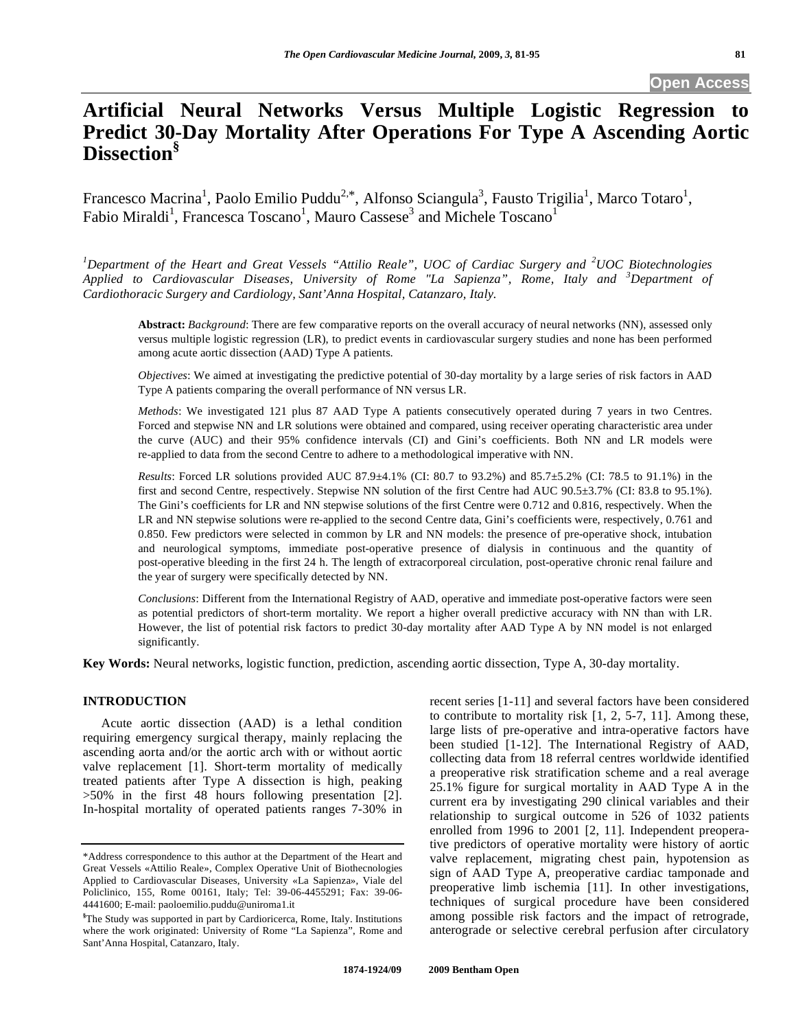# Artificial Neural Networks Versus Multiple Logistic Regression to Predict 30-Day Mortality After Operations For Type A Ascending Aortic Dissection[§]

Francesco Macrina[1], Paolo Emilio Puddu[2,*], Alfonso Sciangula[3], Fausto Trigilia[1], Marco Totaro[1], Fabio Miraldi[1], Francesca Toscano[1], Mauro Cassese[3] and Michele Toscano[1]

*[1]Department of the Heart and Great Vessels "Attilio Reale", UOC of Cardiac Surgery and [2]UOC Biotechnologies Applied to Cardiovascular Diseases, University of Rome "La Sapienza", Rome, Italy and [3]Department of Cardiothoracic Surgery and Cardiology, Sant'Anna Hospital, Catanzaro, Italy.*

**Abstract:** *Background*: There are few comparative reports on the overall accuracy of neural networks (NN), assessed only versus multiple logistic regression (LR), to predict events in cardiovascular surgery studies and none has been performed among acute aortic dissection (AAD) Type A patients.

*Objectives*: We aimed at investigating the predictive potential of 30-day mortality by a large series of risk factors in AAD Type A patients comparing the overall performance of NN versus LR.

*Methods*: We investigated 121 plus 87 AAD Type A patients consecutively operated during 7 years in two Centres. Forced and stepwise NN and LR solutions were obtained and compared, using receiver operating characteristic area under the curve (AUC) and their 95% confidence intervals (CI) and Gini's coefficients. Both NN and LR models were re-applied to data from the second Centre to adhere to a methodological imperative with NN.

*Results*: Forced LR solutions provided AUC 87.9±4.1% (CI: 80.7 to 93.2%) and 85.7±5.2% (CI: 78.5 to 91.1%) in the first and second Centre, respectively. Stepwise NN solution of the first Centre had AUC 90.5±3.7% (CI: 83.8 to 95.1%). The Gini's coefficients for LR and NN stepwise solutions of the first Centre were 0.712 and 0.816, respectively. When the LR and NN stepwise solutions were re-applied to the second Centre data, Gini's coefficients were, respectively, 0.761 and 0.850. Few predictors were selected in common by LR and NN models: the presence of pre-operative shock, intubation and neurological symptoms, immediate post-operative presence of dialysis in continuous and the quantity of post-operative bleeding in the first 24 h. The length of extracorporeal circulation, post-operative chronic renal failure and the year of surgery were specifically detected by NN.

*Conclusions*: Different from the International Registry of AAD, operative and immediate post-operative factors were seen as potential predictors of short-term mortality. We report a higher overall predictive accuracy with NN than with LR. However, the list of potential risk factors to predict 30-day mortality after AAD Type A by NN model is not enlarged significantly.

**Key Words:** Neural networks, logistic function, prediction, ascending aortic dissection, Type A, 30-day mortality.

## INTRODUCTION

Acute aortic dissection (AAD) is a lethal condition requiring emergency surgical therapy, mainly replacing the ascending aorta and/or the aortic arch with or without aortic valve replacement [1]. Short-term mortality of medically treated patients after Type A dissection is high, peaking >50% in the first 48 hours following presentation [2]. In-hospital mortality of operated patients ranges 7-30% in recent series [1-11] and several factors have been considered to contribute to mortality risk [1, 2, 5-7, 11]. Among these, large lists of pre-operative and intra-operative factors have been studied [1-12]. The International Registry of AAD, collecting data from 18 referral centres worldwide identified a preoperative risk stratification scheme and a real average 25.1% figure for surgical mortality in AAD Type A in the current era by investigating 290 clinical variables and their relationship to surgical outcome in 526 of 1032 patients enrolled from 1996 to 2001 [2, 11]. Independent preoperative predictors of operative mortality were history of aortic valve replacement, migrating chest pain, hypotension as sign of AAD Type A, preoperative cardiac tamponade and preoperative limb ischemia [11]. In other investigations, techniques of surgical procedure have been considered among possible risk factors and the impact of retrograde, anterograde or selective cerebral perfusion after circulatory

*Address correspondence to this author at the Department of the Heart and Great Vessels «Attilio Reale», Complex Operative Unit of Biothecnologies Applied to Cardiovascular Diseases, University «La Sapienza», Viale del Policlinico, 155, Rome 00161, Italy; Tel: 39-06-4455291; Fax: 39-06-4441600; E-mail: paoloemilio.puddu@uniroma1.it

[§]The Study was supported in part by Cardioricerca, Rome, Italy. Institutions where the work originated: University of Rome "La Sapienza", Rome and Sant'Anna Hospital, Catanzaro, Italy.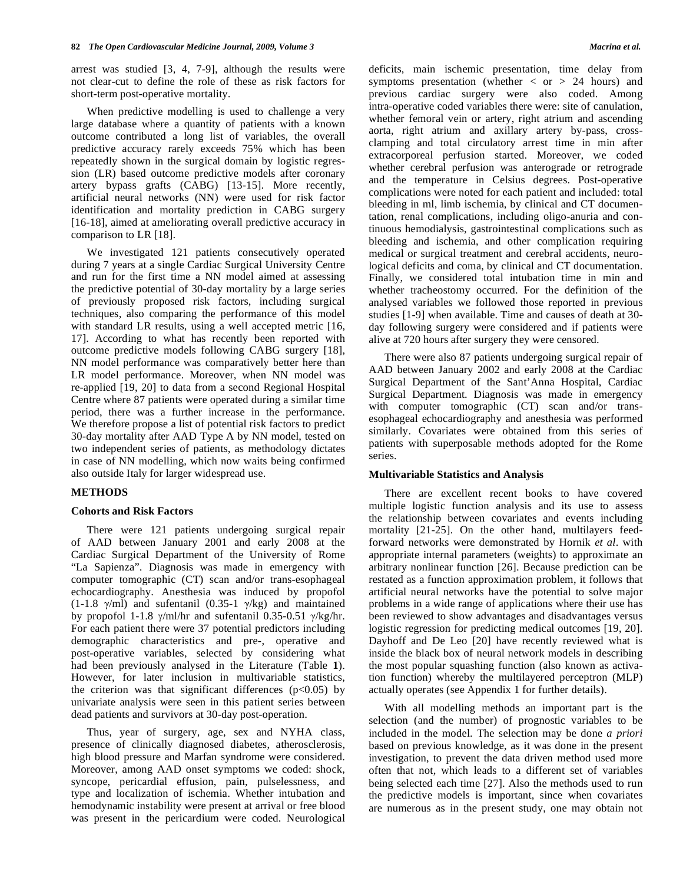arrest was studied [3, 4, 7-9], although the results were not clear-cut to define the role of these as risk factors for short-term post-operative mortality.

When predictive modelling is used to challenge a very large database where a quantity of patients with a known outcome contributed a long list of variables, the overall predictive accuracy rarely exceeds 75% which has been repeatedly shown in the surgical domain by logistic regression (LR) based outcome predictive models after coronary artery bypass grafts (CABG) [13-15]. More recently, artificial neural networks (NN) were used for risk factor identification and mortality prediction in CABG surgery [16-18], aimed at ameliorating overall predictive accuracy in comparison to LR [18].

We investigated 121 patients consecutively operated during 7 years at a single Cardiac Surgical University Centre and run for the first time a NN model aimed at assessing the predictive potential of 30-day mortality by a large series of previously proposed risk factors, including surgical techniques, also comparing the performance of this model with standard LR results, using a well accepted metric [16, 17]. According to what has recently been reported with outcome predictive models following CABG surgery [18], NN model performance was comparatively better here than LR model performance. Moreover, when NN model was re-applied [19, 20] to data from a second Regional Hospital Centre where 87 patients were operated during a similar time period, there was a further increase in the performance. We therefore propose a list of potential risk factors to predict 30-day mortality after AAD Type A by NN model, tested on two independent series of patients, as methodology dictates in case of NN modelling, which now waits being confirmed also outside Italy for larger widespread use.

## METHODS

### Cohorts and Risk Factors

There were 121 patients undergoing surgical repair of AAD between January 2001 and early 2008 at the Cardiac Surgical Department of the University of Rome "La Sapienza". Diagnosis was made in emergency with computer tomographic (CT) scan and/or trans-esophageal echocardiography. Anesthesia was induced by propofol (1-1.8 $\gamma$/ml) and sufentanil (0.35-1 $\gamma$/kg) and maintained by propofol 1-1.8 $\gamma$/ml/hr and sufentanil 0.35-0.51 $\gamma$/kg/hr. For each patient there were 37 potential predictors including demographic characteristics and pre-, operative and post-operative variables, selected by considering what had been previously analysed in the Literature (Table **1**). However, for later inclusion in multivariable statistics, the criterion was that significant differences ($p<0.05$) by univariate analysis were seen in this patient series between dead patients and survivors at 30-day post-operation.

Thus, year of surgery, age, sex and NYHA class, presence of clinically diagnosed diabetes, atherosclerosis, high blood pressure and Marfan syndrome were considered. Moreover, among AAD onset symptoms we coded: shock, syncope, pericardial effusion, pain, pulselessness, and type and localization of ischemia. Whether intubation and hemodynamic instability were present at arrival or free blood was present in the pericardium were coded. Neurological deficits, main ischemic presentation, time delay from symptoms presentation (whether < or > 24 hours) and previous cardiac surgery were also coded. Among intra-operative coded variables there were: site of canulation, whether femoral vein or artery, right atrium and ascending aorta, right atrium and axillary artery by-pass, cross-clamping and total circulatory arrest time in min after extracorporeal perfusion started. Moreover, we coded whether cerebral perfusion was anterograde or retrograde and the temperature in Celsius degrees. Post-operative complications were noted for each patient and included: total bleeding in ml, limb ischemia, by clinical and CT documentation, renal complications, including oligo-anuria and continuous hemodialysis, gastrointestinal complications such as bleeding and ischemia, and other complication requiring medical or surgical treatment and cerebral accidents, neurological deficits and coma, by clinical and CT documentation. Finally, we considered total intubation time in min and whether tracheostomy occurred. For the definition of the analysed variables we followed those reported in previous studies [1-9] when available. Time and causes of death at 30-day following surgery were considered and if patients were alive at 720 hours after surgery they were censored.

There were also 87 patients undergoing surgical repair of AAD between January 2002 and early 2008 at the Cardiac Surgical Department of the Sant'Anna Hospital, Cardiac Surgical Department. Diagnosis was made in emergency with computer tomographic (CT) scan and/or trans-esophageal echocardiography and anesthesia was performed similarly. Covariates were obtained from this series of patients with superposable methods adopted for the Rome series.

### Multivariable Statistics and Analysis

There are excellent recent books to have covered multiple logistic function analysis and its use to assess the relationship between covariates and events including mortality [21-25]. On the other hand, multilayers feed-forward networks were demonstrated by Hornik *et al*. with appropriate internal parameters (weights) to approximate an arbitrary nonlinear function [26]. Because prediction can be restated as a function approximation problem, it follows that artificial neural networks have the potential to solve major problems in a wide range of applications where their use has been reviewed to show advantages and disadvantages versus logistic regression for predicting medical outcomes [19, 20]. Dayhoff and De Leo [20] have recently reviewed what is inside the black box of neural network models in describing the most popular squashing function (also known as activation function) whereby the multilayered perceptron (MLP) actually operates (see Appendix 1 for further details).

With all modelling methods an important part is the selection (and the number) of prognostic variables to be included in the model. The selection may be done *a priori* based on previous knowledge, as it was done in the present investigation, to prevent the data driven method used more often that not, which leads to a different set of variables being selected each time [27]. Also the methods used to run the predictive models is important, since when covariates are numerous as in the present study, one may obtain not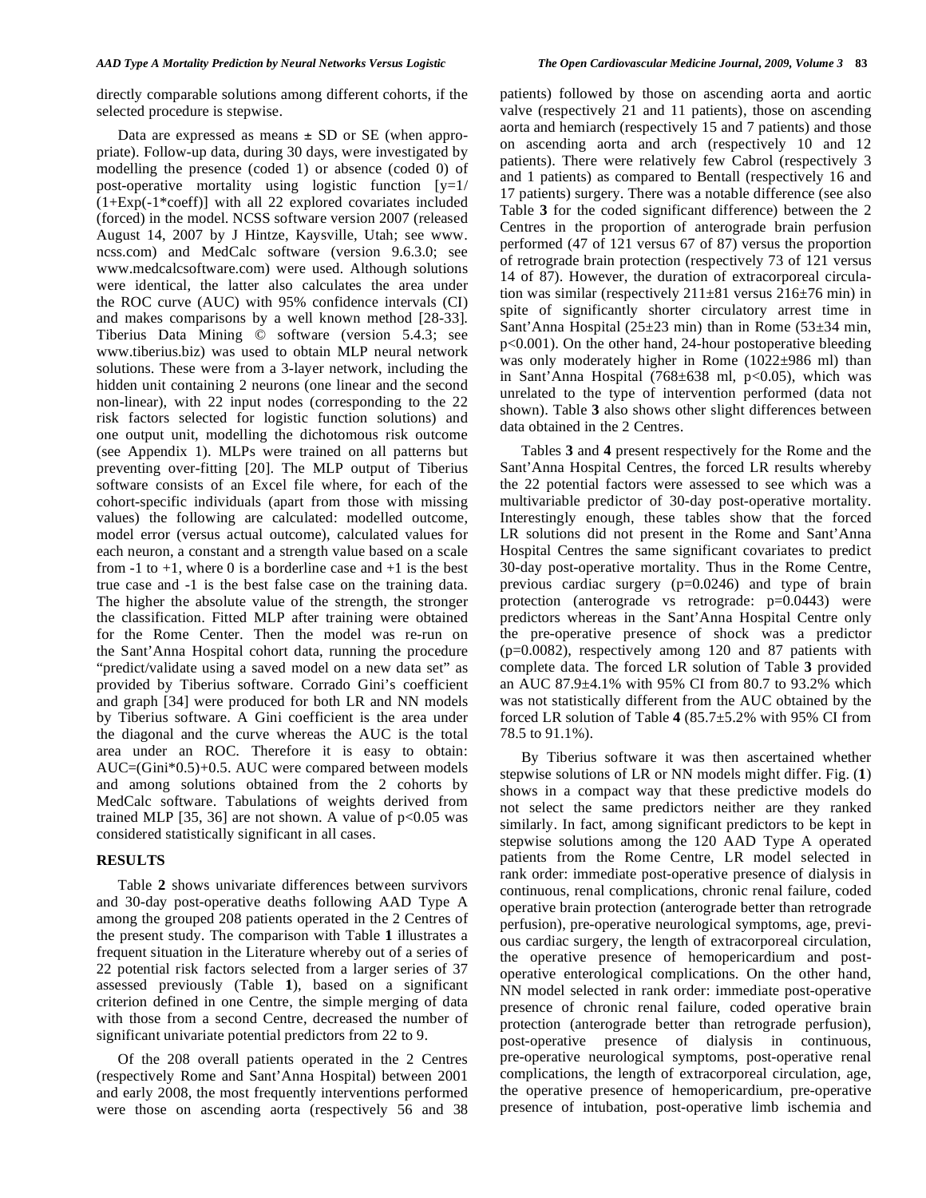directly comparable solutions among different cohorts, if the selected procedure is stepwise.

Data are expressed as means ± SD or SE (when appropriate). Follow-up data, during 30 days, were investigated by modelling the presence (coded 1) or absence (coded 0) of post-operative mortality using logistic function [y=1/(1+Exp(-1*coeff)] with all 22 explored covariates included (forced) in the model. NCSS software version 2007 (released August 14, 2007 by J Hintze, Kaysville, Utah; see www.ncss.com) and MedCalc software (version 9.6.3.0; see www.medcalcsoftware.com) were used. Although solutions were identical, the latter also calculates the area under the ROC curve (AUC) with 95% confidence intervals (CI) and makes comparisons by a well known method [28-33]. Tiberius Data Mining © software (version 5.4.3; see www.tiberius.biz) was used to obtain MLP neural network solutions. These were from a 3-layer network, including the hidden unit containing 2 neurons (one linear and the second non-linear), with 22 input nodes (corresponding to the 22 risk factors selected for logistic function solutions) and one output unit, modelling the dichotomous risk outcome (see Appendix 1). MLPs were trained on all patterns but preventing over-fitting [20]. The MLP output of Tiberius software consists of an Excel file where, for each of the cohort-specific individuals (apart from those with missing values) the following are calculated: modelled outcome, model error (versus actual outcome), calculated values for each neuron, a constant and a strength value based on a scale from -1 to +1, where 0 is a borderline case and +1 is the best true case and -1 is the best false case on the training data. The higher the absolute value of the strength, the stronger the classification. Fitted MLP after training were obtained for the Rome Center. Then the model was re-run on the Sant'Anna Hospital cohort data, running the procedure "predict/validate using a saved model on a new data set" as provided by Tiberius software. Corrado Gini's coefficient and graph [34] were produced for both LR and NN models by Tiberius software. A Gini coefficient is the area under the diagonal and the curve whereas the AUC is the total area under an ROC. Therefore it is easy to obtain: AUC=(Gini*0.5)+0.5. AUC were compared between models and among solutions obtained from the 2 cohorts by MedCalc software. Tabulations of weights derived from trained MLP [35, 36] are not shown. A value of $p<0.05$ was considered statistically significant in all cases.

## RESULTS

Table **2** shows univariate differences between survivors and 30-day post-operative deaths following AAD Type A among the grouped 208 patients operated in the 2 Centres of the present study. The comparison with Table **1** illustrates a frequent situation in the Literature whereby out of a series of 22 potential risk factors selected from a larger series of 37 assessed previously (Table **1**), based on a significant criterion defined in one Centre, the simple merging of data with those from a second Centre, decreased the number of significant univariate potential predictors from 22 to 9.

Of the 208 overall patients operated in the 2 Centres (respectively Rome and Sant'Anna Hospital) between 2001 and early 2008, the most frequently interventions performed were those on ascending aorta (respectively 56 and 38 patients) followed by those on ascending aorta and aortic valve (respectively 21 and 11 patients), those on ascending aorta and hemiarch (respectively 15 and 7 patients) and those on ascending aorta and arch (respectively 10 and 12 patients). There were relatively few Cabrol (respectively 3 and 1 patients) as compared to Bentall (respectively 16 and 17 patients) surgery. There was a notable difference (see also Table **3** for the coded significant difference) between the 2 Centres in the proportion of anterograde brain perfusion performed (47 of 121 versus 67 of 87) versus the proportion of retrograde brain protection (respectively 73 of 121 versus 14 of 87). However, the duration of extracorporeal circulation was similar (respectively 211±81 versus 216±76 min) in spite of significantly shorter circulatory arrest time in Sant'Anna Hospital (25±23 min) than in Rome (53±34 min, $p<0.001$). On the other hand, 24-hour postoperative bleeding was only moderately higher in Rome (1022±986 ml) than in Sant'Anna Hospital (768±638 ml, $p<0.05$), which was unrelated to the type of intervention performed (data not shown). Table **3** also shows other slight differences between data obtained in the 2 Centres.

Tables **3** and **4** present respectively for the Rome and the Sant'Anna Hospital Centres, the forced LR results whereby the 22 potential factors were assessed to see which was a multivariable predictor of 30-day post-operative mortality. Interestingly enough, these tables show that the forced LR solutions did not present in the Rome and Sant'Anna Hospital Centres the same significant covariates to predict 30-day post-operative mortality. Thus in the Rome Centre, previous cardiac surgery ($p=0.0246$) and type of brain protection (anterograde vs retrograde: $p=0.0443$) were predictors whereas in the Sant'Anna Hospital Centre only the pre-operative presence of shock was a predictor ($p=0.0082$), respectively among 120 and 87 patients with complete data. The forced LR solution of Table **3** provided an AUC 87.9±4.1% with 95% CI from 80.7 to 93.2% which was not statistically different from the AUC obtained by the forced LR solution of Table **4** (85.7±5.2% with 95% CI from 78.5 to 91.1%).

By Tiberius software it was then ascertained whether stepwise solutions of LR or NN models might differ. Fig. (**1**) shows in a compact way that these predictive models do not select the same predictors neither are they ranked similarly. In fact, among significant predictors to be kept in stepwise solutions among the 120 AAD Type A operated patients from the Rome Centre, LR model selected in rank order: immediate post-operative presence of dialysis in continuous, renal complications, chronic renal failure, coded operative brain protection (anterograde better than retrograde perfusion), pre-operative neurological symptoms, age, previous cardiac surgery, the length of extracorporeal circulation, the operative presence of hemopericardium and post-operative enterological complications. On the other hand, NN model selected in rank order: immediate post-operative presence of chronic renal failure, coded operative brain protection (anterograde better than retrograde perfusion), post-operative presence of dialysis in continuous, pre-operative neurological symptoms, post-operative renal complications, the length of extracorporeal circulation, age, the operative presence of hemopericardium, pre-operative presence of intubation, post-operative limb ischemia and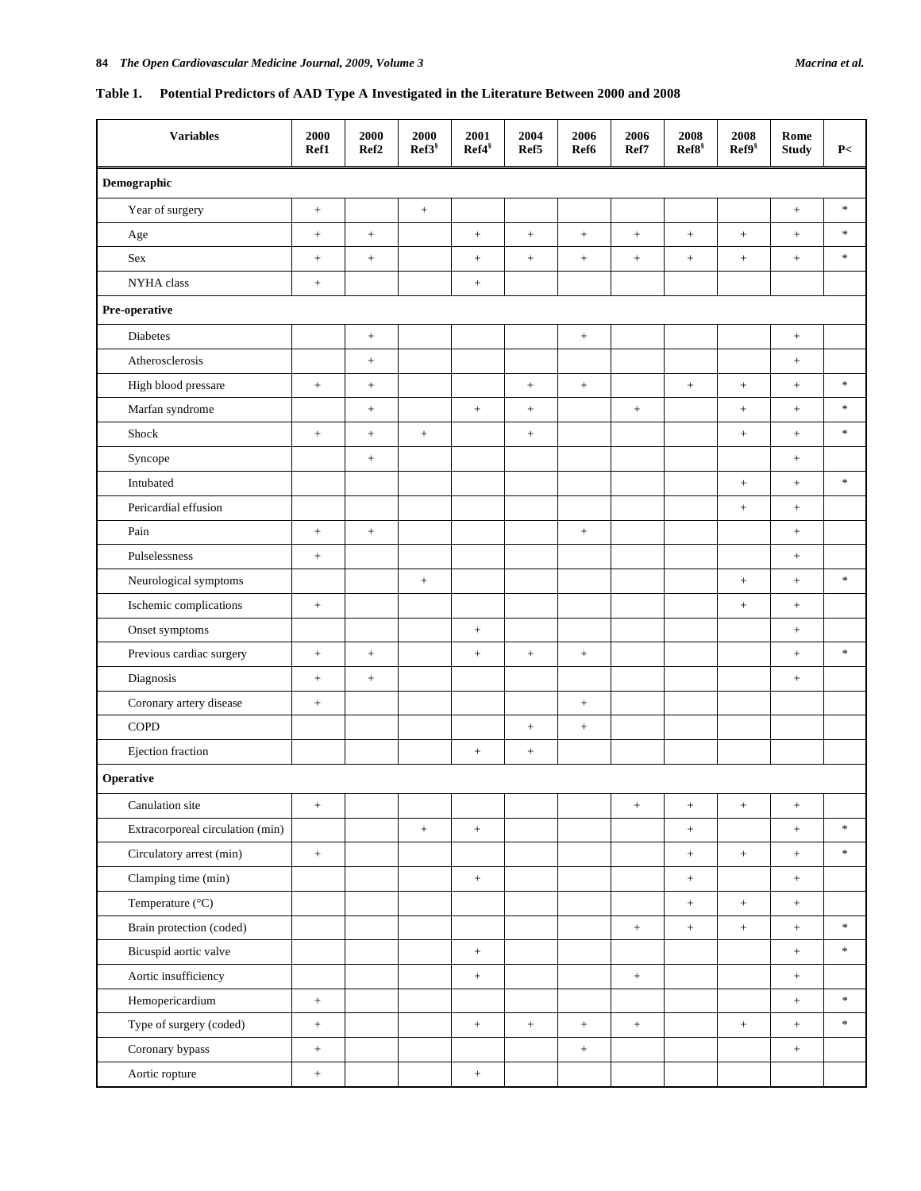**Table 1. Potential Predictors of AAD Type A Investigated in the Literature Between 2000 and 2008**

| Variables | 2000 Ref1 | 2000 Ref2 | 2000 Ref3[§] | 2001 Ref4[§] | 2004 Ref5 | 2006 Ref6 | 2006 Ref7 | 2008 Ref8[§] | 2008 Ref9[§] | Rome Study | P< |
|---|---|---|---|---|---|---|---|---|---|---|---|
| **Demographic** | | | | | | | | | | | |
| Year of surgery | + | | + | | | | | | | + | * |
| Age | + | + | | + | + | + | + | + | + | + | * |
| Sex | + | + | | + | + | + | + | + | + | + | * |
| NYHA class | + | | | + | | | | | | | |
| **Pre-operative** | | | | | | | | | | | |
| Diabetes | | + | | | | + | | | | + | |
| Atherosclerosis | | + | | | | | | | | + | |
| High blood pressare | + | + | | | + | + | | + | + | + | * |
| Marfan syndrome | | + | | + | + | | + | | + | + | * |
| Shock | + | + | + | | + | | | | + | + | * |
| Syncope | | + | | | | | | | | + | |
| Intubated | | | | | | | | | + | + | * |
| Pericardial effusion | | | | | | | | | + | + | |
| Pain | + | + | | | | + | | | | + | |
| Pulselessness | + | | | | | | | | | + | |
| Neurological symptoms | | | + | | | | | | + | + | * |
| Ischemic complications | + | | | | | | | | + | + | |
| Onset symptoms | | | | + | | | | | | + | |
| Previous cardiac surgery | + | + | | + | + | + | | | | + | * |
| Diagnosis | + | + | | | | | | | | + | |
| Coronary artery disease | + | | | | | + | | | | | |
| COPD | | | | | + | + | | | | | |
| Ejection fraction | | | | + | + | | | | | | |
| **Operative** | | | | | | | | | | | |
| Canulation site | + | | | | | | + | + | + | + | |
| Extracorporeal circulation (min) | | | + | + | | | | + | | + | * |
| Circulatory arrest (min) | + | | | | | | | + | + | + | * |
| Clamping time (min) | | | | + | | | | + | | + | |
| Temperature (°C) | | | | | | | | + | + | + | |
| Brain protection (coded) | | | | | | | + | + | + | + | * |
| Bicuspid aortic valve | | | | + | | | | | | + | * |
| Aortic insufficiency | | | | + | | | + | | | + | |
| Hemopericardium | + | | | | | | | | | + | * |
| Type of surgery (coded) | + | | | + | + | + | + | | + | + | * |
| Coronary bypass | + | | | | | + | | | | + | |
| Aortic ropture | + | | | + | | | | | | | |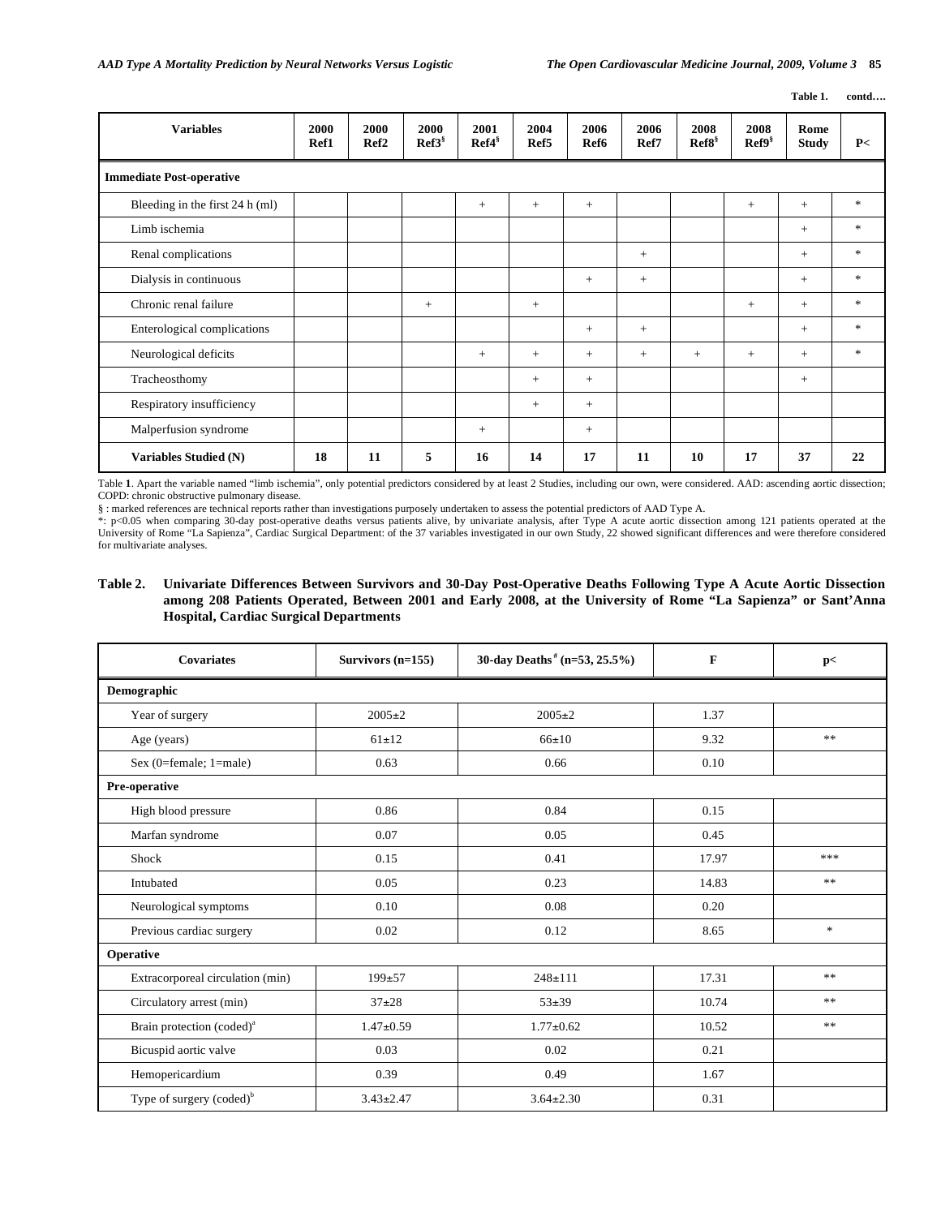Table 1. contd….

| Variables | 2000 Ref1 | 2000 Ref2 | 2000 Ref3§ | 2001 Ref4§ | 2004 Ref5 | 2006 Ref6 | 2006 Ref7 | 2008 Ref8§ | 2008 Ref9§ | Rome Study | P< |
|---|---|---|---|---|---|---|---|---|---|---|---|
| **Immediate Post-operative** | | | | | | | | | | | |
| Bleeding in the first 24 h (ml) | | | | + | + | + | | | + | + | * |
| Limb ischemia | | | | | | | | | | + | * |
| Renal complications | | | | | | | + | | | + | * |
| Dialysis in continuous | | | | | | + | + | | | + | * |
| Chronic renal failure | | | + | | + | | | | + | + | * |
| Enterological complications | | | | | | + | + | | | + | * |
| Neurological deficits | | | | + | + | + | + | + | + | + | * |
| Tracheosthomy | | | | | + | + | | | | + | |
| Respiratory insufficiency | | | | | + | + | | | | | |
| Malperfusion syndrome | | | | + | | + | | | | | |
| **Variables Studied (N)** | **18** | **11** | **5** | **16** | **14** | **17** | **11** | **10** | **17** | **37** | **22** |

Table **1**. Apart the variable named "limb ischemia", only potential predictors considered by at least 2 Studies, including our own, were considered. AAD: ascending aortic dissection; COPD: chronic obstructive pulmonary disease.

§ : marked references are technical reports rather than investigations purposely undertaken to assess the potential predictors of AAD Type A.

*: p<0.05 when comparing 30-day post-operative deaths versus patients alive, by univariate analysis, after Type A acute aortic dissection among 121 patients operated at the University of Rome "La Sapienza", Cardiac Surgical Department: of the 37 variables investigated in our own Study, 22 showed significant differences and were therefore considered for multivariate analyses.

**Table 2. Univariate Differences Between Survivors and 30-Day Post-Operative Deaths Following Type A Acute Aortic Dissection among 208 Patients Operated, Between 2001 and Early 2008, at the University of Rome "La Sapienza" or Sant'Anna Hospital, Cardiac Surgical Departments**

| Covariates | Survivors (n=155) | 30-day Deaths[#] (n=53, 25.5%) | F | p< |
|---|---|---|---|---|
| **Demographic** | | | | |
| Year of surgery | 2005±2 | 2005±2 | 1.37 | |
| Age (years) | 61±12 | 66±10 | 9.32 | ** |
| Sex (0=female; 1=male) | 0.63 | 0.66 | 0.10 | |
| **Pre-operative** | | | | |
| High blood pressure | 0.86 | 0.84 | 0.15 | |
| Marfan syndrome | 0.07 | 0.05 | 0.45 | |
| Shock | 0.15 | 0.41 | 17.97 | *** |
| Intubated | 0.05 | 0.23 | 14.83 | ** |
| Neurological symptoms | 0.10 | 0.08 | 0.20 | |
| Previous cardiac surgery | 0.02 | 0.12 | 8.65 | * |
| **Operative** | | | | |
| Extracorporeal circulation (min) | 199±57 | 248±111 | 17.31 | ** |
| Circulatory arrest (min) | 37±28 | 53±39 | 10.74 | ** |
| Brain protection (coded)[a] | 1.47±0.59 | 1.77±0.62 | 10.52 | ** |
| Bicuspid aortic valve | 0.03 | 0.02 | 0.21 | |
| Hemopericardium | 0.39 | 0.49 | 1.67 | |
| Type of surgery (coded)[b] | 3.43±2.47 | 3.64±2.30 | 0.31 | |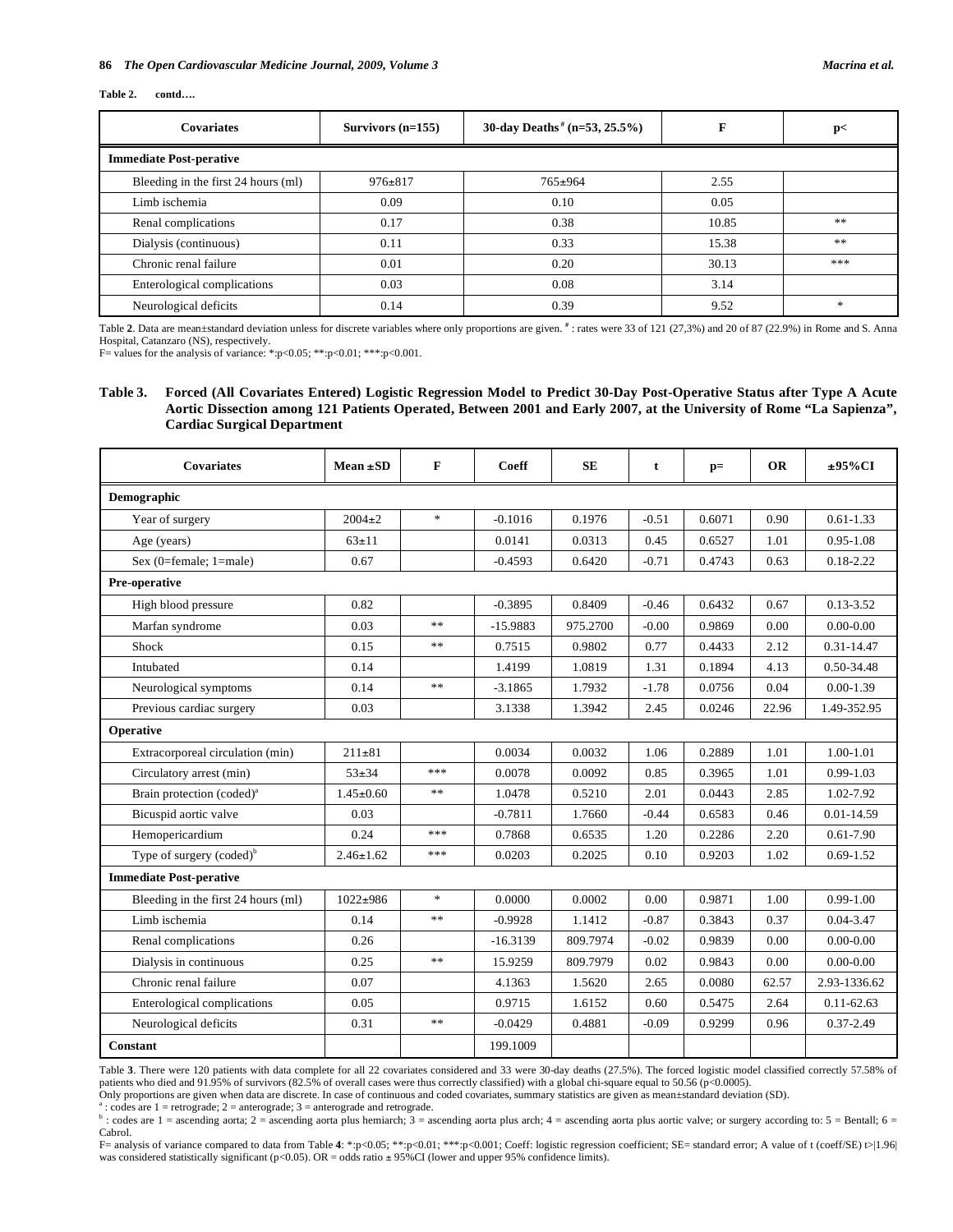**Table 2. contd….**

| Covariates | Survivors (n=155) | 30-day Deaths[#] (n=53, 25.5%) | F | p< |
|---|---|---|---|---|
| **Immediate Post-perative** | | | | |
| Bleeding in the first 24 hours (ml) | 976±817 | 765±964 | 2.55 | |
| Limb ischemia | 0.09 | 0.10 | 0.05 | |
| Renal complications | 0.17 | 0.38 | 10.85 | ** |
| Dialysis (continuous) | 0.11 | 0.33 | 15.38 | ** |
| Chronic renal failure | 0.01 | 0.20 | 30.13 | *** |
| Enterological complications | 0.03 | 0.08 | 3.14 | |
| Neurological deficits | 0.14 | 0.39 | 9.52 | * |

Table **2**. Data are mean±standard deviation unless for discrete variables where only proportions are given. [#] : rates were 33 of 121 (27,3%) and 20 of 87 (22.9%) in Rome and S. Anna Hospital, Catanzaro (NS), respectively.
F= values for the analysis of variance: *:p<0.05; **:p<0.01; ***:p<0.001.

**Table 3. Forced (All Covariates Entered) Logistic Regression Model to Predict 30-Day Post-Operative Status after Type A Acute Aortic Dissection among 121 Patients Operated, Between 2001 and Early 2007, at the University of Rome "La Sapienza", Cardiac Surgical Department**

| Covariates | Mean ±SD | F | Coeff | SE | t | p= | OR | ±95%CI |
|---|---|---|---|---|---|---|---|---|
| **Demographic** | | | | | | | | |
| Year of surgery | 2004±2 | * | -0.1016 | 0.1976 | -0.51 | 0.6071 | 0.90 | 0.61-1.33 |
| Age (years) | 63±11 | | 0.0141 | 0.0313 | 0.45 | 0.6527 | 1.01 | 0.95-1.08 |
| Sex (0=female; 1=male) | 0.67 | | -0.4593 | 0.6420 | -0.71 | 0.4743 | 0.63 | 0.18-2.22 |
| **Pre-operative** | | | | | | | | |
| High blood pressure | 0.82 | | -0.3895 | 0.8409 | -0.46 | 0.6432 | 0.67 | 0.13-3.52 |
| Marfan syndrome | 0.03 | ** | -15.9883 | 975.2700 | -0.00 | 0.9869 | 0.00 | 0.00-0.00 |
| Shock | 0.15 | ** | 0.7515 | 0.9802 | 0.77 | 0.4433 | 2.12 | 0.31-14.47 |
| Intubated | 0.14 | | 1.4199 | 1.0819 | 1.31 | 0.1894 | 4.13 | 0.50-34.48 |
| Neurological symptoms | 0.14 | ** | -3.1865 | 1.7932 | -1.78 | 0.0756 | 0.04 | 0.00-1.39 |
| Previous cardiac surgery | 0.03 | | 3.1338 | 1.3942 | 2.45 | 0.0246 | 22.96 | 1.49-352.95 |
| **Operative** | | | | | | | | |
| Extracorporeal circulation (min) | 211±81 | | 0.0034 | 0.0032 | 1.06 | 0.2889 | 1.01 | 1.00-1.01 |
| Circulatory arrest (min) | 53±34 | *** | 0.0078 | 0.0092 | 0.85 | 0.3965 | 1.01 | 0.99-1.03 |
| Brain protection (coded)[a] | 1.45±0.60 | ** | 1.0478 | 0.5210 | 2.01 | 0.0443 | 2.85 | 1.02-7.92 |
| Bicuspid aortic valve | 0.03 | | -0.7811 | 1.7660 | -0.44 | 0.6583 | 0.46 | 0.01-14.59 |
| Hemopericardium | 0.24 | *** | 0.7868 | 0.6535 | 1.20 | 0.2286 | 2.20 | 0.61-7.90 |
| Type of surgery (coded)[b] | 2.46±1.62 | *** | 0.0203 | 0.2025 | 0.10 | 0.9203 | 1.02 | 0.69-1.52 |
| **Immediate Post-perative** | | | | | | | | |
| Bleeding in the first 24 hours (ml) | 1022±986 | * | 0.0000 | 0.0002 | 0.00 | 0.9871 | 1.00 | 0.99-1.00 |
| Limb ischemia | 0.14 | ** | -0.9928 | 1.1412 | -0.87 | 0.3843 | 0.37 | 0.04-3.47 |
| Renal complications | 0.26 | | -16.3139 | 809.7974 | -0.02 | 0.9839 | 0.00 | 0.00-0.00 |
| Dialysis in continuous | 0.25 | ** | 15.9259 | 809.7979 | 0.02 | 0.9843 | 0.00 | 0.00-0.00 |
| Chronic renal failure | 0.07 | | 4.1363 | 1.5620 | 2.65 | 0.0080 | 62.57 | 2.93-1336.62 |
| Enterological complications | 0.05 | | 0.9715 | 1.6152 | 0.60 | 0.5475 | 2.64 | 0.11-62.63 |
| Neurological deficits | 0.31 | ** | -0.0429 | 0.4881 | -0.09 | 0.9299 | 0.96 | 0.37-2.49 |
| **Constant** | | | 199.1009 | | | | | |

Table **3**. There were 120 patients with data complete for all 22 covariates considered and 33 were 30-day deaths (27.5%). The forced logistic model classified correctly 57.58% of patients who died and 91.95% of survivors (82.5% of overall cases were thus correctly classified) with a global chi-square equal to 50.56 (p<0.0005).
Only proportions are given when data are discrete. In case of continuous and coded covariates, summary statistics are given as mean±standard deviation (SD).
[a] : codes are 1 = retrograde; 2 = anterograde; 3 = anterograde and retrograde.
[b] : codes are 1 = ascending aorta; 2 = ascending aorta plus hemiarch; 3 = ascending aorta plus arch; 4 = ascending aorta plus aortic valve; or surgery according to: 5 = Bentall; 6 = Cabrol.
F= analysis of variance compared to data from Table **4**: *:p<0.05; **:p<0.01; ***:p<0.001; Coeff: logistic regression coefficient; SE= standard error; A value of t (coeff/SE) t>|1.96| was considered statistically significant (p<0.05). OR = odds ratio ± 95%CI (lower and upper 95% confidence limits).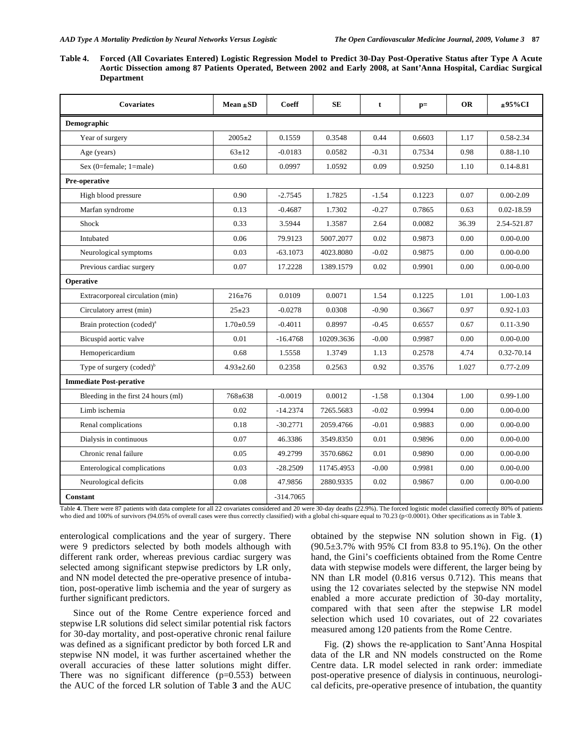**Table 4. Forced (All Covariates Entered) Logistic Regression Model to Predict 30-Day Post-Operative Status after Type A Acute Aortic Dissection among 87 Patients Operated, Between 2002 and Early 2008, at Sant'Anna Hospital, Cardiac Surgical Department**

| Covariates | Mean ± SD | Coeff | SE | t | p= | OR | ±95%CI |
|---|---|---|---|---|---|---|---|
| **Demographic** | | | | | | | |
| Year of surgery | 2005±2 | 0.1559 | 0.3548 | 0.44 | 0.6603 | 1.17 | 0.58-2.34 |
| Age (years) | 63±12 | -0.0183 | 0.0582 | -0.31 | 0.7534 | 0.98 | 0.88-1.10 |
| Sex (0=female; 1=male) | 0.60 | 0.0997 | 1.0592 | 0.09 | 0.9250 | 1.10 | 0.14-8.81 |
| **Pre-operative** | | | | | | | |
| High blood pressure | 0.90 | -2.7545 | 1.7825 | -1.54 | 0.1223 | 0.07 | 0.00-2.09 |
| Marfan syndrome | 0.13 | -0.4687 | 1.7302 | -0.27 | 0.7865 | 0.63 | 0.02-18.59 |
| Shock | 0.33 | 3.5944 | 1.3587 | 2.64 | 0.0082 | 36.39 | 2.54-521.87 |
| Intubated | 0.06 | 79.9123 | 5007.2077 | 0.02 | 0.9873 | 0.00 | 0.00-0.00 |
| Neurological symptoms | 0.03 | -63.1073 | 4023.8080 | -0.02 | 0.9875 | 0.00 | 0.00-0.00 |
| Previous cardiac surgery | 0.07 | 17.2228 | 1389.1579 | 0.02 | 0.9901 | 0.00 | 0.00-0.00 |
| **Operative** | | | | | | | |
| Extracorporeal circulation (min) | 216±76 | 0.0109 | 0.0071 | 1.54 | 0.1225 | 1.01 | 1.00-1.03 |
| Circulatory arrest (min) | 25±23 | -0.0278 | 0.0308 | -0.90 | 0.3667 | 0.97 | 0.92-1.03 |
| Brain protection (coded)[a] | 1.70±0.59 | -0.4011 | 0.8997 | -0.45 | 0.6557 | 0.67 | 0.11-3.90 |
| Bicuspid aortic valve | 0.01 | -16.4768 | 10209.3636 | -0.00 | 0.9987 | 0.00 | 0.00-0.00 |
| Hemopericardium | 0.68 | 1.5558 | 1.3749 | 1.13 | 0.2578 | 4.74 | 0.32-70.14 |
| Type of surgery (coded)[b] | 4.93±2.60 | 0.2358 | 0.2563 | 0.92 | 0.3576 | 1.027 | 0.77-2.09 |
| **Immediate Post-perative** | | | | | | | |
| Bleeding in the first 24 hours (ml) | 768±638 | -0.0019 | 0.0012 | -1.58 | 0.1304 | 1.00 | 0.99-1.00 |
| Limb ischemia | 0.02 | -14.2374 | 7265.5683 | -0.02 | 0.9994 | 0.00 | 0.00-0.00 |
| Renal complications | 0.18 | -30.2771 | 2059.4766 | -0.01 | 0.9883 | 0.00 | 0.00-0.00 |
| Dialysis in continuous | 0.07 | 46.3386 | 3549.8350 | 0.01 | 0.9896 | 0.00 | 0.00-0.00 |
| Chronic renal failure | 0.05 | 49.2799 | 3570.6862 | 0.01 | 0.9890 | 0.00 | 0.00-0.00 |
| Enterological complications | 0.03 | -28.2509 | 11745.4953 | -0.00 | 0.9981 | 0.00 | 0.00-0.00 |
| Neurological deficits | 0.08 | 47.9856 | 2880.9335 | 0.02 | 0.9867 | 0.00 | 0.00-0.00 |
| **Constant** | | -314.7065 | | | | | |

Table **4**. There were 87 patients with data complete for all 22 covariates considered and 20 were 30-day deaths (22.9%). The forced logistic model classified correctly 80% of patients who died and 100% of survivors (94.05% of overall cases were thus correctly classified) with a global chi-square equal to 70.23 ($p<0.0001$). Other specifications as in Table **3**.

enterological complications and the year of surgery. There were 9 predictors selected by both models although with different rank order, whereas previous cardiac surgery was selected among significant stepwise predictors by LR only, and NN model detected the pre-operative presence of intubation, post-operative limb ischemia and the year of surgery as further significant predictors.

Since out of the Rome Centre experience forced and stepwise LR solutions did select similar potential risk factors for 30-day mortality, and post-operative chronic renal failure was defined as a significant predictor by both forced LR and stepwise NN model, it was further ascertained whether the overall accuracies of these latter solutions might differ. There was no significant difference ($p=0.553$) between the AUC of the forced LR solution of Table **3** and the AUC obtained by the stepwise NN solution shown in Fig. (**1**) (90.5±3.7% with 95% CI from 83.8 to 95.1%). On the other hand, the Gini's coefficients obtained from the Rome Centre data with stepwise models were different, the larger being by NN than LR model (0.816 versus 0.712). This means that using the 12 covariates selected by the stepwise NN model enabled a more accurate prediction of 30-day mortality, compared with that seen after the stepwise LR model selection which used 10 covariates, out of 22 covariates measured among 120 patients from the Rome Centre.

Fig. (**2**) shows the re-application to Sant'Anna Hospital data of the LR and NN models constructed on the Rome Centre data. LR model selected in rank order: immediate post-operative presence of dialysis in continuous, neurological deficits, pre-operative presence of intubation, the quantity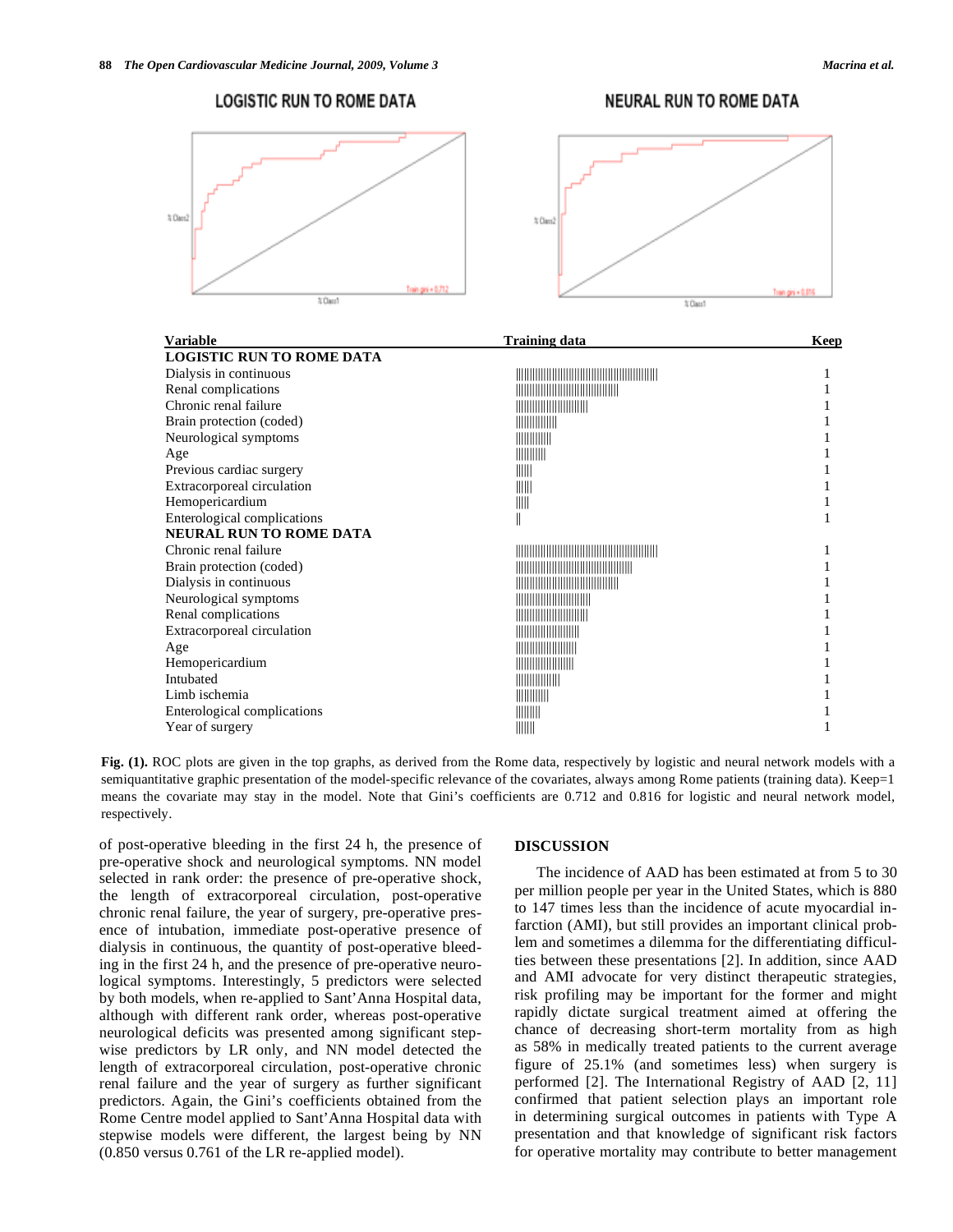LOGISTIC RUN TO ROME DATA

NEURAL RUN TO ROME DATA

| Variable | Training data | Keep |
|---|---|---|
| **LOGISTIC RUN TO ROME DATA** | | |
| Dialysis in continuous | &#124;&#124;&#124;&#124;&#124;&#124;&#124;&#124;&#124;&#124;&#124;&#124;&#124;&#124;&#124;&#124;&#124;&#124;&#124;&#124;&#124;&#124;&#124;&#124;&#124;&#124;&#124;&#124;&#124;&#124;&#124;&#124;&#124;&#124;&#124;&#124;&#124;&#124;&#124;&#124;&#124;&#124; | 1 |
| Renal complications | &#124;&#124;&#124;&#124;&#124;&#124;&#124;&#124;&#124;&#124;&#124;&#124;&#124;&#124;&#124;&#124;&#124;&#124;&#124;&#124;&#124;&#124;&#124;&#124;&#124;&#124;&#124;&#124;&#124;&#124; | 1 |
| Chronic renal failure | &#124;&#124;&#124;&#124;&#124;&#124;&#124;&#124;&#124;&#124;&#124;&#124;&#124;&#124;&#124;&#124;&#124;&#124;&#124;&#124;&#124; | 1 |
| Brain protection (coded) | &#124;&#124;&#124;&#124;&#124;&#124;&#124;&#124;&#124;&#124;&#124;&#124; | 1 |
| Neurological symptoms | &#124;&#124;&#124;&#124;&#124;&#124;&#124;&#124;&#124;&#124;&#124; | 1 |
| Age | &#124;&#124;&#124;&#124;&#124;&#124;&#124;&#124;&#124; | 1 |
| Previous cardiac surgery | &#124;&#124;&#124;&#124;&#124; | 1 |
| Extracorporeal circulation | &#124;&#124;&#124;&#124;&#124; | 1 |
| Hemopericardium | &#124;&#124;&#124;&#124; | 1 |
| Enterological complications | &#124;&#124; | 1 |
| **NEURAL RUN TO ROME DATA** | | |
| Chronic renal failure | &#124;&#124;&#124;&#124;&#124;&#124;&#124;&#124;&#124;&#124;&#124;&#124;&#124;&#124;&#124;&#124;&#124;&#124;&#124;&#124;&#124;&#124;&#124;&#124;&#124;&#124;&#124;&#124;&#124;&#124;&#124;&#124;&#124;&#124;&#124;&#124;&#124;&#124;&#124;&#124;&#124;&#124; | 1 |
| Brain protection (coded) | &#124;&#124;&#124;&#124;&#124;&#124;&#124;&#124;&#124;&#124;&#124;&#124;&#124;&#124;&#124;&#124;&#124;&#124;&#124;&#124;&#124;&#124;&#124;&#124;&#124;&#124;&#124;&#124;&#124;&#124;&#124;&#124;&#124;&#124; | 1 |
| Dialysis in continuous | &#124;&#124;&#124;&#124;&#124;&#124;&#124;&#124;&#124;&#124;&#124;&#124;&#124;&#124;&#124;&#124;&#124;&#124;&#124;&#124;&#124;&#124;&#124;&#124;&#124;&#124;&#124;&#124;&#124;&#124; | 1 |
| Neurological symptoms | &#124;&#124;&#124;&#124;&#124;&#124;&#124;&#124;&#124;&#124;&#124;&#124;&#124;&#124;&#124;&#124;&#124;&#124;&#124;&#124;&#124;&#124; | 1 |
| Renal complications | &#124;&#124;&#124;&#124;&#124;&#124;&#124;&#124;&#124;&#124;&#124;&#124;&#124;&#124;&#124;&#124;&#124;&#124;&#124;&#124;&#124; | 1 |
| Extracorporeal circulation | &#124;&#124;&#124;&#124;&#124;&#124;&#124;&#124;&#124;&#124;&#124;&#124;&#124;&#124;&#124;&#124;&#124;&#124; | 1 |
| Age | &#124;&#124;&#124;&#124;&#124;&#124;&#124;&#124;&#124;&#124;&#124;&#124;&#124;&#124;&#124;&#124;&#124;&#124; | 1 |
| Hemopericardium | &#124;&#124;&#124;&#124;&#124;&#124;&#124;&#124;&#124;&#124;&#124;&#124;&#124;&#124;&#124;&#124;&#124; | 1 |
| Intubated | &#124;&#124;&#124;&#124;&#124;&#124;&#124;&#124;&#124;&#124;&#124;&#124;&#124; | 1 |
| Limb ischemia | &#124;&#124;&#124;&#124;&#124;&#124;&#124;&#124;&#124;&#124; | 1 |
| Enterological complications | &#124;&#124;&#124;&#124;&#124;&#124;&#124; | 1 |
| Year of surgery | &#124;&#124;&#124;&#124;&#124;&#124; | 1 |

**Fig. (1).** ROC plots are given in the top graphs, as derived from the Rome data, respectively by logistic and neural network models with a semiquantitative graphic presentation of the model-specific relevance of the covariates, always among Rome patients (training data). Keep=1 means the covariate may stay in the model. Note that Gini's coefficients are 0.712 and 0.816 for logistic and neural network model, respectively.

of post-operative bleeding in the first 24 h, the presence of pre-operative shock and neurological symptoms. NN model selected in rank order: the presence of pre-operative shock, the length of extracorporeal circulation, post-operative chronic renal failure, the year of surgery, pre-operative presence of intubation, immediate post-operative presence of dialysis in continuous, the quantity of post-operative bleeding in the first 24 h, and the presence of pre-operative neurological symptoms. Interestingly, 5 predictors were selected by both models, when re-applied to Sant'Anna Hospital data, although with different rank order, whereas post-operative neurological deficits was presented among significant stepwise predictors by LR only, and NN model detected the length of extracorporeal circulation, post-operative chronic renal failure and the year of surgery as further significant predictors. Again, the Gini's coefficients obtained from the Rome Centre model applied to Sant'Anna Hospital data with stepwise models were different, the largest being by NN (0.850 versus 0.761 of the LR re-applied model).

## DISCUSSION

The incidence of AAD has been estimated at from 5 to 30 per million people per year in the United States, which is 880 to 147 times less than the incidence of acute myocardial infarction (AMI), but still provides an important clinical problem and sometimes a dilemma for the differentiating difficulties between these presentations [2]. In addition, since AAD and AMI advocate for very distinct therapeutic strategies, risk profiling may be important for the former and might rapidly dictate surgical treatment aimed at offering the chance of decreasing short-term mortality from as high as 58% in medically treated patients to the current average figure of 25.1% (and sometimes less) when surgery is performed [2]. The International Registry of AAD [2, 11] confirmed that patient selection plays an important role in determining surgical outcomes in patients with Type A presentation and that knowledge of significant risk factors for operative mortality may contribute to better management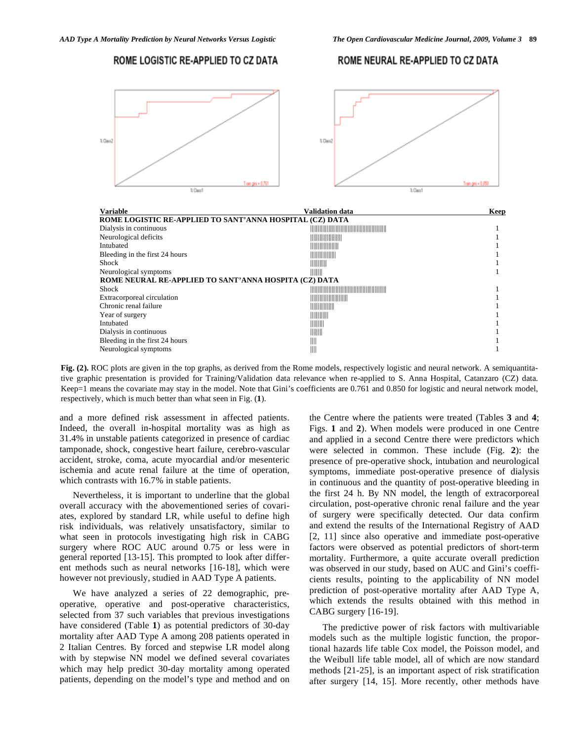ROME LOGISTIC RE-APPLIED TO CZ DATA

ROME NEURAL RE-APPLIED TO CZ DATA

| Variable | Validation data | Keep |
|---|---|---|
| **ROME LOGISTIC RE-APPLIED TO SANT'ANNA HOSPITAL (CZ) DATA** | | |
| Dialysis in continuous | \|\|\|\|\|\|\|\|\|\|\|\|\|\|\|\|\|\|\|\|\|\|\|\|\|\|\|\|\|\|\|\|\|\|\|\|\|\|\|\| | 1 |
| Neurological deficits | \|\|\|\|\|\|\|\|\|\|\|\|\|\|\|\| | 1 |
| Intubated | \|\|\|\|\|\|\|\|\|\|\|\|\|\|\| | 1 |
| Bleeding in the first 24 hours | \|\|\|\|\|\|\|\|\|\|\|\|\|\| | 1 |
| Shock | \|\|\|\|\|\|\|\|\| | 1 |
| Neurological symptoms | \|\|\|\|\|\| | 1 |
| **ROME NEURAL RE-APPLIED TO SANT'ANNA HOSPITA (CZ) DATA** | | |
| Shock | \|\|\|\|\|\|\|\|\|\|\|\|\|\|\|\|\|\|\|\|\|\|\|\|\|\|\|\|\|\|\|\|\|\|\|\|\|\|\|\| | 1 |
| Extracorporeal circulation | \|\|\|\|\|\|\|\|\|\|\|\|\|\|\|\|\|\|\| | 1 |
| Chronic renal failure | \|\|\|\|\|\|\|\|\|\|\|\| | 1 |
| Year of surgery | \|\|\|\|\|\|\|\|\| | 1 |
| Intubated | \|\|\|\|\|\|\| | 1 |
| Dialysis in continuous | \|\|\|\|\|\| | 1 |
| Bleeding in the first 24 hours | \|\|\| | 1 |
| Neurological symptoms | \|\|\| | 1 |

**Fig. (2).** ROC plots are given in the top graphs, as derived from the Rome models, respectively logistic and neural network. A semiquantitative graphic presentation is provided for Training/Validation data relevance when re-applied to S. Anna Hospital, Catanzaro (CZ) data. Keep=1 means the covariate may stay in the model. Note that Gini's coefficients are 0.761 and 0.850 for logistic and neural network model, respectively, which is much better than what seen in Fig. (**1**).

and a more defined risk assessment in affected patients. Indeed, the overall in-hospital mortality was as high as 31.4% in unstable patients categorized in presence of cardiac tamponade, shock, congestive heart failure, cerebro-vascular accident, stroke, coma, acute myocardial and/or mesenteric ischemia and acute renal failure at the time of operation, which contrasts with 16.7% in stable patients.

Nevertheless, it is important to underline that the global overall accuracy with the abovementioned series of covariates, explored by standard LR, while useful to define high risk individuals, was relatively unsatisfactory, similar to what seen in protocols investigating high risk in CABG surgery where ROC AUC around 0.75 or less were in general reported [13-15]. This prompted to look after different methods such as neural networks [16-18], which were however not previously, studied in AAD Type A patients.

We have analyzed a series of 22 demographic, pre-operative, operative and post-operative characteristics, selected from 37 such variables that previous investigations have considered (Table **1**) as potential predictors of 30-day mortality after AAD Type A among 208 patients operated in 2 Italian Centres. By forced and stepwise LR model along with by stepwise NN model we defined several covariates which may help predict 30-day mortality among operated patients, depending on the model's type and method and on the Centre where the patients were treated (Tables **3** and **4**; Figs. **1** and **2**). When models were produced in one Centre and applied in a second Centre there were predictors which were selected in common. These include (Fig. **2**): the presence of pre-operative shock, intubation and neurological symptoms, immediate post-operative presence of dialysis in continuous and the quantity of post-operative bleeding in the first 24 h. By NN model, the length of extracorporeal circulation, post-operative chronic renal failure and the year of surgery were specifically detected. Our data confirm and extend the results of the International Registry of AAD [2, 11] since also operative and immediate post-operative factors were observed as potential predictors of short-term mortality. Furthermore, a quite accurate overall prediction was observed in our study, based on AUC and Gini's coefficients results, pointing to the applicability of NN model prediction of post-operative mortality after AAD Type A, which extends the results obtained with this method in CABG surgery [16-19].

The predictive power of risk factors with multivariable models such as the multiple logistic function, the proportional hazards life table Cox model, the Poisson model, and the Weibull life table model, all of which are now standard methods [21-25], is an important aspect of risk stratification after surgery [14, 15]. More recently, other methods have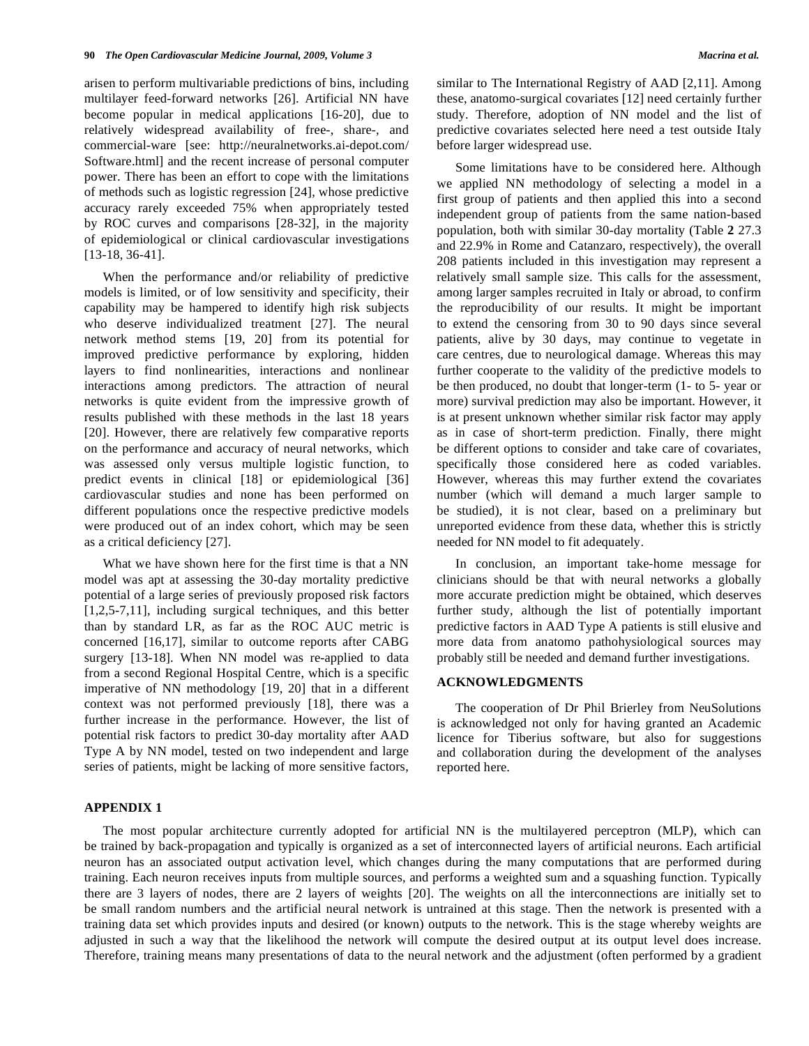arisen to perform multivariable predictions of bins, including multilayer feed-forward networks [26]. Artificial NN have become popular in medical applications [16-20], due to relatively widespread availability of free-, share-, and commercial-ware [see: http://neuralnetworks.ai-depot.com/Software.html] and the recent increase of personal computer power. There has been an effort to cope with the limitations of methods such as logistic regression [24], whose predictive accuracy rarely exceeded 75% when appropriately tested by ROC curves and comparisons [28-32], in the majority of epidemiological or clinical cardiovascular investigations [13-18, 36-41].

When the performance and/or reliability of predictive models is limited, or of low sensitivity and specificity, their capability may be hampered to identify high risk subjects who deserve individualized treatment [27]. The neural network method stems [19, 20] from its potential for improved predictive performance by exploring, hidden layers to find nonlinearities, interactions and nonlinear interactions among predictors. The attraction of neural networks is quite evident from the impressive growth of results published with these methods in the last 18 years [20]. However, there are relatively few comparative reports on the performance and accuracy of neural networks, which was assessed only versus multiple logistic function, to predict events in clinical [18] or epidemiological [36] cardiovascular studies and none has been performed on different populations once the respective predictive models were produced out of an index cohort, which may be seen as a critical deficiency [27].

What we have shown here for the first time is that a NN model was apt at assessing the 30-day mortality predictive potential of a large series of previously proposed risk factors [1,2,5-7,11], including surgical techniques, and this better than by standard LR, as far as the ROC AUC metric is concerned [16,17], similar to outcome reports after CABG surgery [13-18]. When NN model was re-applied to data from a second Regional Hospital Centre, which is a specific imperative of NN methodology [19, 20] that in a different context was not performed previously [18], there was a further increase in the performance. However, the list of potential risk factors to predict 30-day mortality after AAD Type A by NN model, tested on two independent and large series of patients, might be lacking of more sensitive factors, similar to The International Registry of AAD [2,11]. Among these, anatomo-surgical covariates [12] need certainly further study. Therefore, adoption of NN model and the list of predictive covariates selected here need a test outside Italy before larger widespread use.

Some limitations have to be considered here. Although we applied NN methodology of selecting a model in a first group of patients and then applied this into a second independent group of patients from the same nation-based population, both with similar 30-day mortality (Table **2** 27.3 and 22.9% in Rome and Catanzaro, respectively), the overall 208 patients included in this investigation may represent a relatively small sample size. This calls for the assessment, among larger samples recruited in Italy or abroad, to confirm the reproducibility of our results. It might be important to extend the censoring from 30 to 90 days since several patients, alive by 30 days, may continue to vegetate in care centres, due to neurological damage. Whereas this may further cooperate to the validity of the predictive models to be then produced, no doubt that longer-term (1- to 5- year or more) survival prediction may also be important. However, it is at present unknown whether similar risk factor may apply as in case of short-term prediction. Finally, there might be different options to consider and take care of covariates, specifically those considered here as coded variables. However, whereas this may further extend the covariates number (which will demand a much larger sample to be studied), it is not clear, based on a preliminary but unreported evidence from these data, whether this is strictly needed for NN model to fit adequately.

In conclusion, an important take-home message for clinicians should be that with neural networks a globally more accurate prediction might be obtained, which deserves further study, although the list of potentially important predictive factors in AAD Type A patients is still elusive and more data from anatomo pathohysiological sources may probably still be needed and demand further investigations.

## ACKNOWLEDGMENTS

The cooperation of Dr Phil Brierley from NeuSolutions is acknowledged not only for having granted an Academic licence for Tiberius software, but also for suggestions and collaboration during the development of the analyses reported here.

## APPENDIX 1

The most popular architecture currently adopted for artificial NN is the multilayered perceptron (MLP), which can be trained by back-propagation and typically is organized as a set of interconnected layers of artificial neurons. Each artificial neuron has an associated output activation level, which changes during the many computations that are performed during training. Each neuron receives inputs from multiple sources, and performs a weighted sum and a squashing function. Typically there are 3 layers of nodes, there are 2 layers of weights [20]. The weights on all the interconnections are initially set to be small random numbers and the artificial neural network is untrained at this stage. Then the network is presented with a training data set which provides inputs and desired (or known) outputs to the network. This is the stage whereby weights are adjusted in such a way that the likelihood the network will compute the desired output at its output level does increase. Therefore, training means many presentations of data to the neural network and the adjustment (often performed by a gradient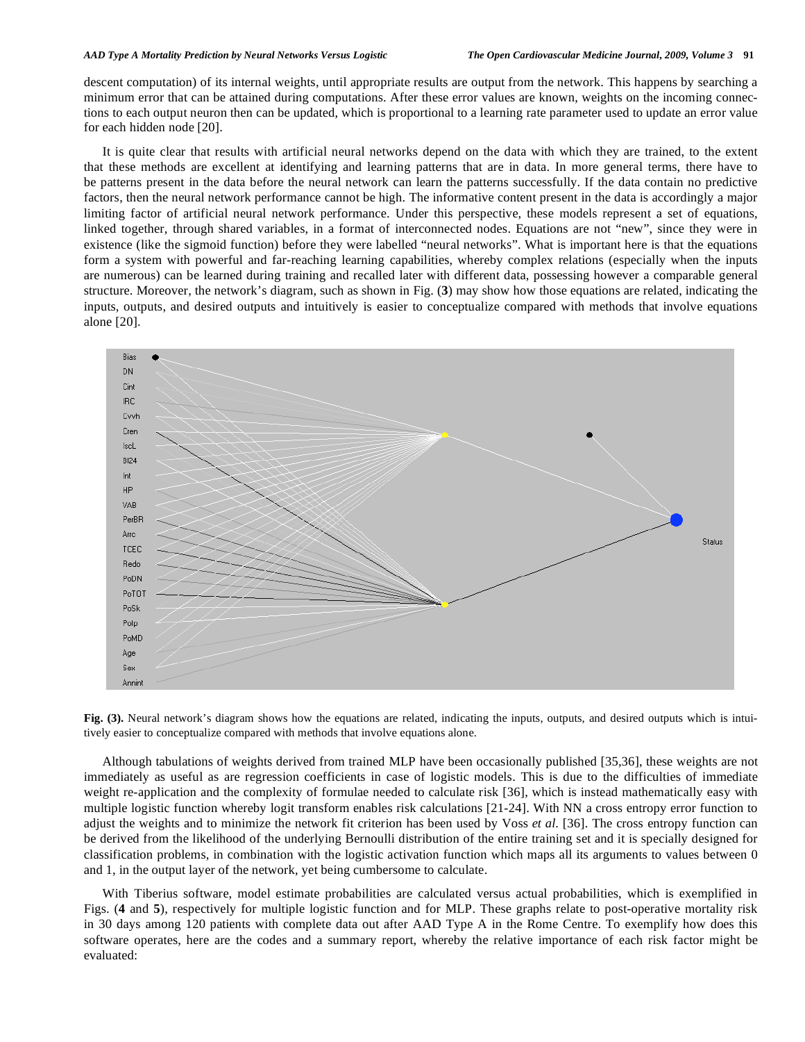descent computation) of its internal weights, until appropriate results are output from the network. This happens by searching a minimum error that can be attained during computations. After these error values are known, weights on the incoming connections to each output neuron then can be updated, which is proportional to a learning rate parameter used to update an error value for each hidden node [20].

It is quite clear that results with artificial neural networks depend on the data with which they are trained, to the extent that these methods are excellent at identifying and learning patterns that are in data. In more general terms, there have to be patterns present in the data before the neural network can learn the patterns successfully. If the data contain no predictive factors, then the neural network performance cannot be high. The informative content present in the data is accordingly a major limiting factor of artificial neural network performance. Under this perspective, these models represent a set of equations, linked together, through shared variables, in a format of interconnected nodes. Equations are not "new", since they were in existence (like the sigmoid function) before they were labelled "neural networks". What is important here is that the equations form a system with powerful and far-reaching learning capabilities, whereby complex relations (especially when the inputs are numerous) can be learned during training and recalled later with different data, possessing however a comparable general structure. Moreover, the network's diagram, such as shown in Fig. (**3**) may show how those equations are related, indicating the inputs, outputs, and desired outputs and intuitively is easier to conceptualize compared with methods that involve equations alone [20].

**Fig. (3).** Neural network's diagram shows how the equations are related, indicating the inputs, outputs, and desired outputs which is intuitively easier to conceptualize compared with methods that involve equations alone.

Although tabulations of weights derived from trained MLP have been occasionally published [35,36], these weights are not immediately as useful as are regression coefficients in case of logistic models. This is due to the difficulties of immediate weight re-application and the complexity of formulae needed to calculate risk [36], which is instead mathematically easy with multiple logistic function whereby logit transform enables risk calculations [21-24]. With NN a cross entropy error function to adjust the weights and to minimize the network fit criterion has been used by Voss *et al.* [36]. The cross entropy function can be derived from the likelihood of the underlying Bernoulli distribution of the entire training set and it is specially designed for classification problems, in combination with the logistic activation function which maps all its arguments to values between 0 and 1, in the output layer of the network, yet being cumbersome to calculate.

With Tiberius software, model estimate probabilities are calculated versus actual probabilities, which is exemplified in Figs. (**4** and **5**), respectively for multiple logistic function and for MLP. These graphs relate to post-operative mortality risk in 30 days among 120 patients with complete data out after AAD Type A in the Rome Centre. To exemplify how does this software operates, here are the codes and a summary report, whereby the relative importance of each risk factor might be evaluated: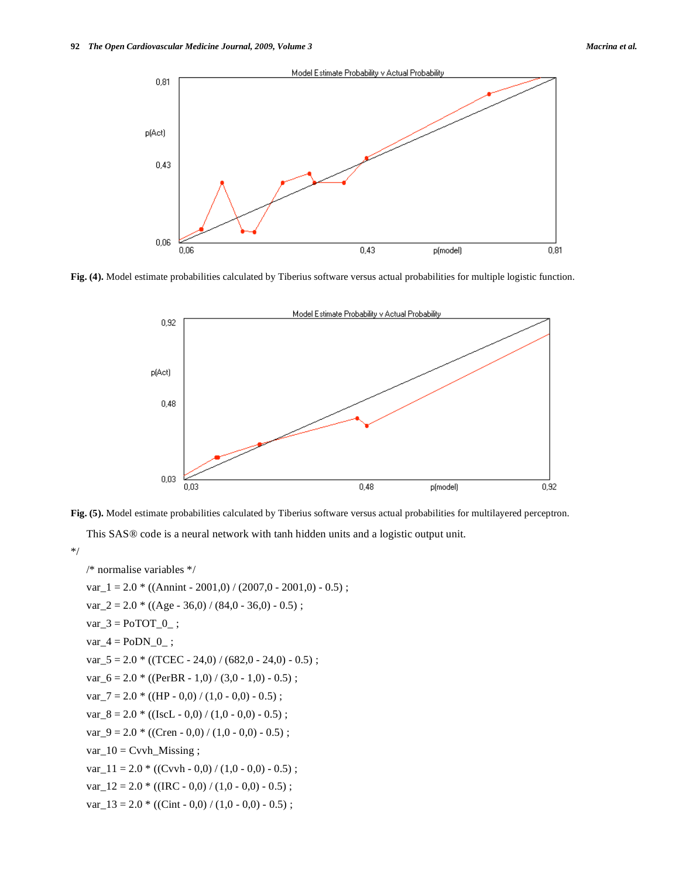Fig. (4). Model estimate probabilities calculated by Tiberius software versus actual probabilities for multiple logistic function.

Fig. (5). Model estimate probabilities calculated by Tiberius software versus actual probabilities for multilayered perceptron.

This SAS® code is a neural network with tanh hidden units and a logistic output unit.

```
*/

/* normalise variables */

var_1 = 2.0 * ((Annint - 2001,0) / (2007,0 - 2001,0) - 0.5) ;

var_2 = 2.0 * ((Age - 36,0) / (84,0 - 36,0) - 0.5) ;

var_3 = PoTOT_0_ ;

var_4 = PoDN_0_ ;

var_5 = 2.0 * ((TCEC - 24,0) / (682,0 - 24,0) - 0.5) ;

var_6 = 2.0 * ((PerBR - 1,0) / (3,0 - 1,0) - 0.5) ;

var_7 = 2.0 * ((HP - 0,0) / (1,0 - 0,0) - 0.5) ;

var_8 = 2.0 * ((IscL - 0,0) / (1,0 - 0,0) - 0.5) ;

var_9 = 2.0 * ((Cren - 0,0) / (1,0 - 0,0) - 0.5) ;

var_10 = Cvvh_Missing ;

var_11 = 2.0 * ((Cvvh - 0,0) / (1,0 - 0,0) - 0.5) ;

var_12 = 2.0 * ((IRC - 0,0) / (1,0 - 0,0) - 0.5) ;

var_13 = 2.0 * ((Cint - 0,0) / (1,0 - 0,0) - 0.5) ;
```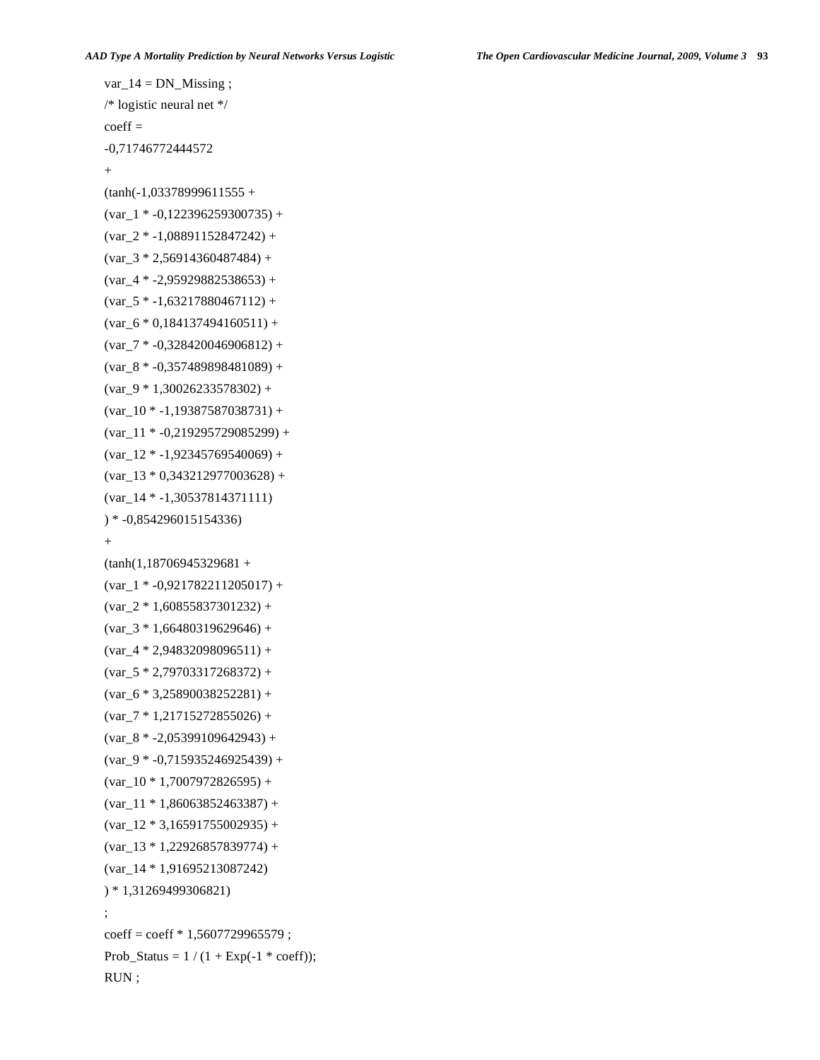```
var_14 = DN_Missing ;
/* logistic neural net */
coeff =
-0,71746772444572
+
(tanh(-1,03378999611555 +
(var_1 * -0,122396259300735) +
(var_2 * -1,08891152847242) +
(var_3 * 2,56914360487484) +
(var_4 * -2,95929882538653) +
(var_5 * -1,63217880467112) +
(var_6 * 0,184137494160511) +
(var_7 * -0,328420046906812) +
(var_8 * -0,357489898481089) +
(var_9 * 1,30026233578302) +
(var_10 * -1,19387587038731) +
(var_11 * -0,219295729085299) +
(var_12 * -1,92345769540069) +
(var_13 * 0,343212977003628) +
(var_14 * -1,30537814371111)
) * -0,854296015154336)
+
(tanh(1,18706945329681 +
(var_1 * -0,921782211205017) +
(var_2 * 1,60855837301232) +
(var_3 * 1,66480319629646) +
(var_4 * 2,94832098096511) +
(var_5 * 2,79703317268372) +
(var_6 * 3,25890038252281) +
(var_7 * 1,21715272855026) +
(var_8 * -2,05399109642943) +
(var_9 * -0,715935246925439) +
(var_10 * 1,7007972826595) +
(var_11 * 1,86063852463387) +
(var_12 * 3,16591755002935) +
(var_13 * 1,22926857839774) +
(var_14 * 1,91695213087242)
) * 1,31269499306821)
;
coeff = coeff * 1,5607729965579 ;
Prob_Status = 1 / (1 + Exp(-1 * coeff));
RUN ;
```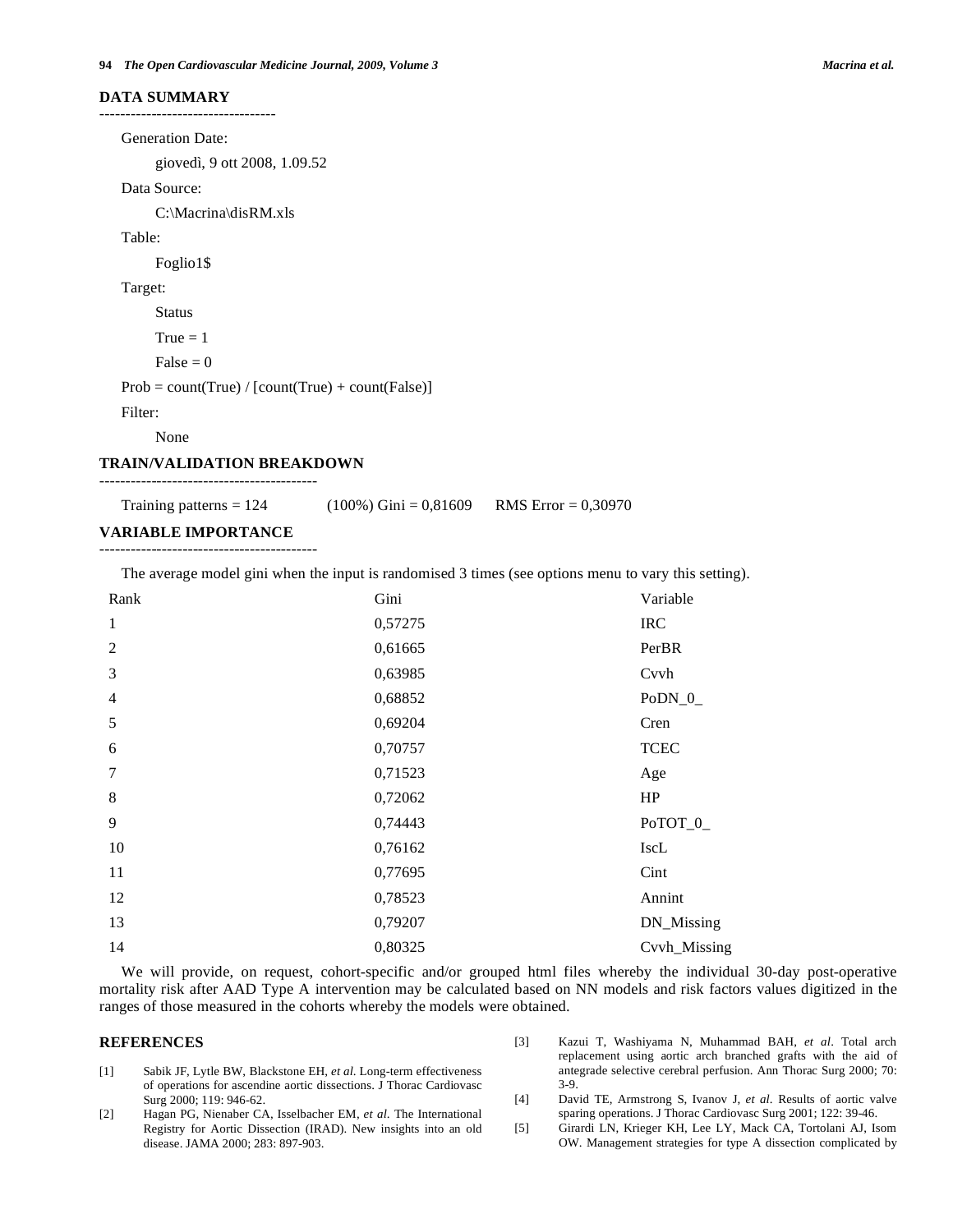### DATA SUMMARY

----------------------------------

Generation Date:

giovedì, 9 ott 2008, 1.09.52

Data Source:

C:\Macrina\disRM.xls

Table:

Foglio1$

Target:

Status

True = 1

False = 0

Prob = count(True) / [count(True) + count(False)]

Filter:

None

### TRAIN/VALIDATION BREAKDOWN

------------------------------------------

Training patterns = 124 (100%) Gini = 0,81609 RMS Error = 0,30970

### VARIABLE IMPORTANCE

------------------------------------------

The average model gini when the input is randomised 3 times (see options menu to vary this setting).

| Rank | Gini | Variable |
|---|---|---|
| 1 | 0,57275 | IRC |
| 2 | 0,61665 | PerBR |
| 3 | 0,63985 | Cvvh |
| 4 | 0,68852 | PoDN_0_ |
| 5 | 0,69204 | Cren |
| 6 | 0,70757 | TCEC |
| 7 | 0,71523 | Age |
| 8 | 0,72062 | HP |
| 9 | 0,74443 | PoTOT_0_ |
| 10 | 0,76162 | IscL |
| 11 | 0,77695 | Cint |
| 12 | 0,78523 | Annint |
| 13 | 0,79207 | DN_Missing |
| 14 | 0,80325 | Cvvh_Missing |

We will provide, on request, cohort-specific and/or grouped html files whereby the individual 30-day post-operative mortality risk after AAD Type A intervention may be calculated based on NN models and risk factors values digitized in the ranges of those measured in the cohorts whereby the models were obtained.

## REFERENCES

[1] Sabik JF, Lytle BW, Blackstone EH, *et al*. Long-term effectiveness of operations for ascendine aortic dissections. J Thorac Cardiovasc Surg 2000; 119: 946-62.

[2] Hagan PG, Nienaber CA, Isselbacher EM, *et al*. The International Registry for Aortic Dissection (IRAD). New insights into an old disease. JAMA 2000; 283: 897-903.

[3] Kazui T, Washiyama N, Muhammad BAH, *et al*. Total arch replacement using aortic arch branched grafts with the aid of antegrade selective cerebral perfusion. Ann Thorac Surg 2000; 70: 3-9.

[4] David TE, Armstrong S, Ivanov J, *et al*. Results of aortic valve sparing operations. J Thorac Cardiovasc Surg 2001; 122: 39-46.

[5] Girardi LN, Krieger KH, Lee LY, Mack CA, Tortolani AJ, Isom OW. Management strategies for type A dissection complicated by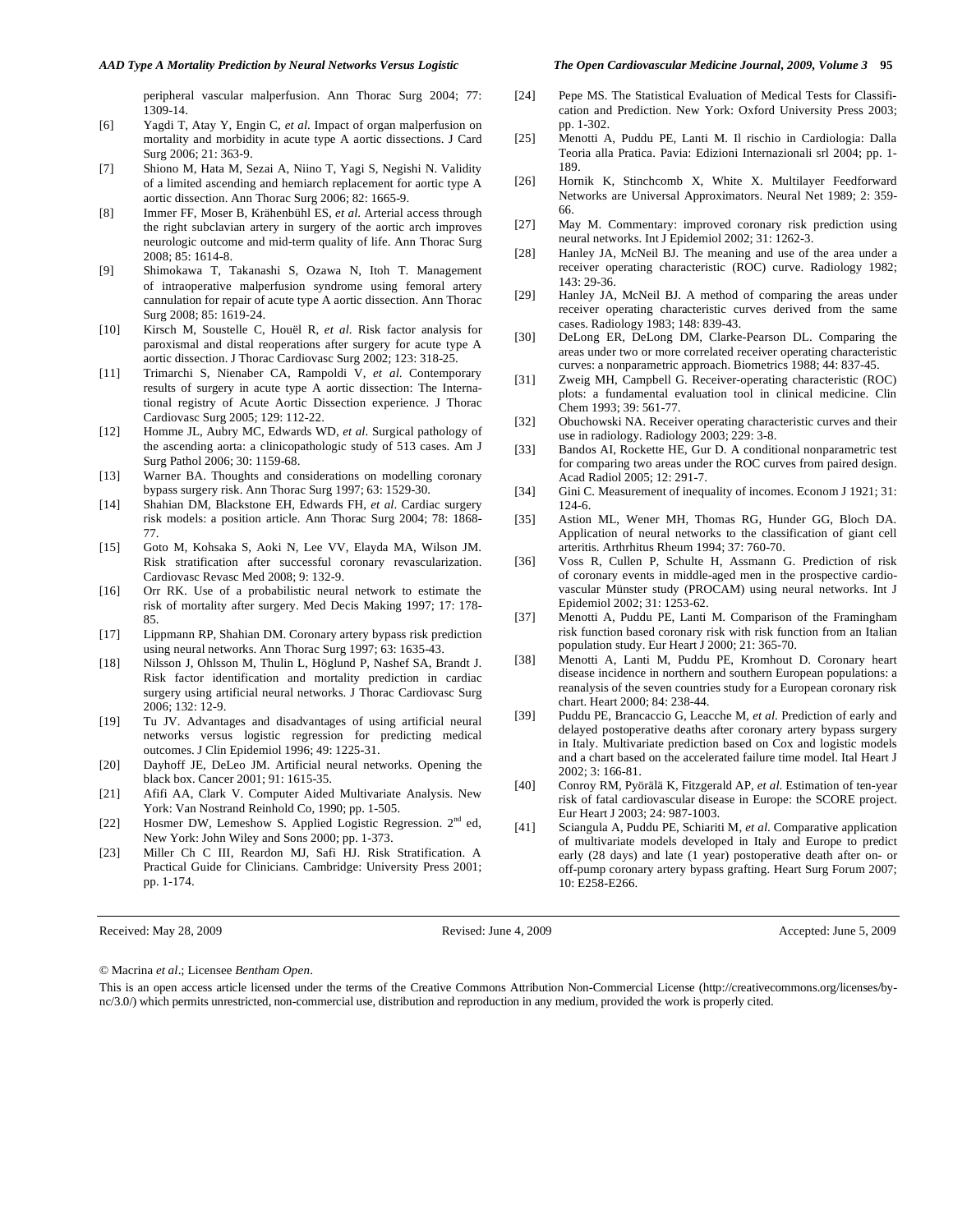peripheral vascular malperfusion. Ann Thorac Surg 2004; 77: 1309-14.

[6] Yagdi T, Atay Y, Engin C, *et al*. Impact of organ malperfusion on mortality and morbidity in acute type A aortic dissections. J Card Surg 2006; 21: 363-9.

[7] Shiono M, Hata M, Sezai A, Niino T, Yagi S, Negishi N. Validity of a limited ascending and hemiarch replacement for aortic type A aortic dissection. Ann Thorac Surg 2006; 82: 1665-9.

[8] Immer FF, Moser B, Krähenbühl ES, *et al*. Arterial access through the right subclavian artery in surgery of the aortic arch improves neurologic outcome and mid-term quality of life. Ann Thorac Surg 2008; 85: 1614-8.

[9] Shimokawa T, Takanashi S, Ozawa N, Itoh T. Management of intraoperative malperfusion syndrome using femoral artery cannulation for repair of acute type A aortic dissection. Ann Thorac Surg 2008; 85: 1619-24.

[10] Kirsch M, Soustelle C, Houël R, *et al*. Risk factor analysis for paroxismal and distal reoperations after surgery for acute type A aortic dissection. J Thorac Cardiovasc Surg 2002; 123: 318-25.

[11] Trimarchi S, Nienaber CA, Rampoldi V, *et al*. Contemporary results of surgery in acute type A aortic dissection: The International registry of Acute Aortic Dissection experience. J Thorac Cardiovasc Surg 2005; 129: 112-22.

[12] Homme JL, Aubry MC, Edwards WD, *et al*. Surgical pathology of the ascending aorta: a clinicopathologic study of 513 cases. Am J Surg Pathol 2006; 30: 1159-68.

[13] Warner BA. Thoughts and considerations on modelling coronary bypass surgery risk. Ann Thorac Surg 1997; 63: 1529-30.

[14] Shahian DM, Blackstone EH, Edwards FH, *et al*. Cardiac surgery risk models: a position article. Ann Thorac Surg 2004; 78: 1868-77.

[15] Goto M, Kohsaka S, Aoki N, Lee VV, Elayda MA, Wilson JM. Risk stratification after successful coronary revascularization. Cardiovasc Revasc Med 2008; 9: 132-9.

[16] Orr RK. Use of a probabilistic neural network to estimate the risk of mortality after surgery. Med Decis Making 1997; 17: 178-85.

[17] Lippmann RP, Shahian DM. Coronary artery bypass risk prediction using neural networks. Ann Thorac Surg 1997; 63: 1635-43.

[18] Nilsson J, Ohlsson M, Thulin L, Höglund P, Nashef SA, Brandt J. Risk factor identification and mortality prediction in cardiac surgery using artificial neural networks. J Thorac Cardiovasc Surg 2006; 132: 12-9.

[19] Tu JV. Advantages and disadvantages of using artificial neural networks versus logistic regression for predicting medical outcomes. J Clin Epidemiol 1996; 49: 1225-31.

[20] Dayhoff JE, DeLeo JM. Artificial neural networks. Opening the black box. Cancer 2001; 91: 1615-35.

[21] Afifi AA, Clark V. Computer Aided Multivariate Analysis. New York: Van Nostrand Reinhold Co, 1990; pp. 1-505.

[22] Hosmer DW, Lemeshow S. Applied Logistic Regression. 2nd ed, New York: John Wiley and Sons 2000; pp. 1-373.

[23] Miller Ch C III, Reardon MJ, Safi HJ. Risk Stratification. A Practical Guide for Clinicians. Cambridge: University Press 2001; pp. 1-174.

[24] Pepe MS. The Statistical Evaluation of Medical Tests for Classification and Prediction. New York: Oxford University Press 2003; pp. 1-302.

[25] Menotti A, Puddu PE, Lanti M. Il rischio in Cardiologia: Dalla Teoria alla Pratica. Pavia: Edizioni Internazionali srl 2004; pp. 1-189.

[26] Hornik K, Stinchcomb X, White X. Multilayer Feedforward Networks are Universal Approximators. Neural Net 1989; 2: 359-66.

[27] May M. Commentary: improved coronary risk prediction using neural networks. Int J Epidemiol 2002; 31: 1262-3.

[28] Hanley JA, McNeil BJ. The meaning and use of the area under a receiver operating characteristic (ROC) curve. Radiology 1982; 143: 29-36.

[29] Hanley JA, McNeil BJ. A method of comparing the areas under receiver operating characteristic curves derived from the same cases. Radiology 1983; 148: 839-43.

[30] DeLong ER, DeLong DM, Clarke-Pearson DL. Comparing the areas under two or more correlated receiver operating characteristic curves: a nonparametric approach. Biometrics 1988; 44: 837-45.

[31] Zweig MH, Campbell G. Receiver-operating characteristic (ROC) plots: a fundamental evaluation tool in clinical medicine. Clin Chem 1993; 39: 561-77.

[32] Obuchowski NA. Receiver operating characteristic curves and their use in radiology. Radiology 2003; 229: 3-8.

[33] Bandos AI, Rockette HE, Gur D. A conditional nonparametric test for comparing two areas under the ROC curves from paired design. Acad Radiol 2005; 12: 291-7.

[34] Gini C. Measurement of inequality of incomes. Econom J 1921; 31: 124-6.

[35] Astion ML, Wener MH, Thomas RG, Hunder GG, Bloch DA. Application of neural networks to the classification of giant cell arteritis. Arthrhitus Rheum 1994; 37: 760-70.

[36] Voss R, Cullen P, Schulte H, Assmann G. Prediction of risk of coronary events in middle-aged men in the prospective cardiovascular Münster study (PROCAM) using neural networks. Int J Epidemiol 2002; 31: 1253-62.

[37] Menotti A, Puddu PE, Lanti M. Comparison of the Framingham risk function based coronary risk with risk function from an Italian population study. Eur Heart J 2000; 21: 365-70.

[38] Menotti A, Lanti M, Puddu PE, Kromhout D. Coronary heart disease incidence in northern and southern European populations: a reanalysis of the seven countries study for a European coronary risk chart. Heart 2000; 84: 238-44.

[39] Puddu PE, Brancaccio G, Leacche M, *et al*. Prediction of early and delayed postoperative deaths after coronary artery bypass surgery in Italy. Multivariate prediction based on Cox and logistic models and a chart based on the accelerated failure time model. Ital Heart J 2002; 3: 166-81.

[40] Conroy RM, Pyörälä K, Fitzgerald AP, *et al*. Estimation of ten-year risk of fatal cardiovascular disease in Europe: the SCORE project. Eur Heart J 2003; 24: 987-1003.

[41] Sciangula A, Puddu PE, Schiariti M, *et al*. Comparative application of multivariate models developed in Italy and Europe to predict early (28 days) and late (1 year) postoperative death after on- or off-pump coronary artery bypass grafting. Heart Surg Forum 2007; 10: E258-E266.

Received: May 28, 2009 Revised: June 4, 2009 Accepted: June 5, 2009

© Macrina *et al*.; Licensee *Bentham Open*.

This is an open access article licensed under the terms of the Creative Commons Attribution Non-Commercial License (http://creativecommons.org/licenses/by-nc/3.0/) which permits unrestricted, non-commercial use, distribution and reproduction in any medium, provided the work is properly cited.